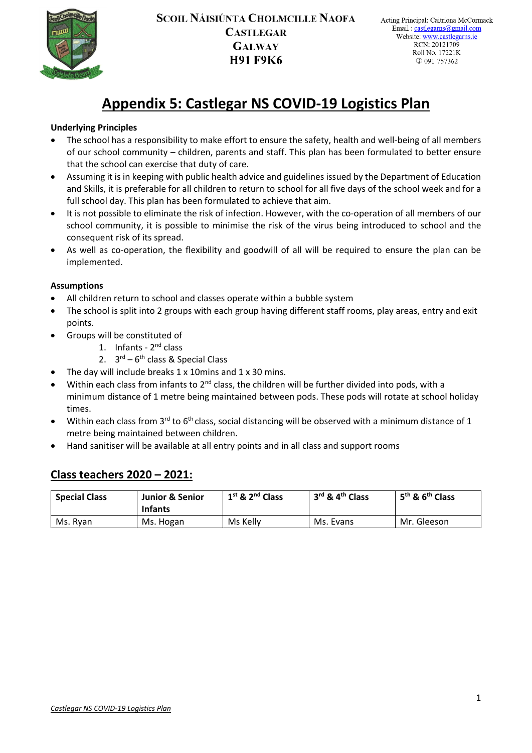**Scoil Náisiúnta Cholmcille Naofa**
**Castlegar**
**Galway**
**H91 F9K6**

Acting Principal: Caitriona McCormack
Email : castlegarns@gmail.com
Website: www.castlegarns.ie
RCN: 20121709
Roll No. 17221K
✆ 091-757362

# Appendix 5: Castlegar NS COVID-19 Logistics Plan

**Underlying Principles**

- The school has a responsibility to make effort to ensure the safety, health and well-being of all members of our school community – children, parents and staff. This plan has been formulated to better ensure that the school can exercise that duty of care.
- Assuming it is in keeping with public health advice and guidelines issued by the Department of Education and Skills, it is preferable for all children to return to school for all five days of the school week and for a full school day. This plan has been formulated to achieve that aim.
- It is not possible to eliminate the risk of infection. However, with the co-operation of all members of our school community, it is possible to minimise the risk of the virus being introduced to school and the consequent risk of its spread.
- As well as co-operation, the flexibility and goodwill of all will be required to ensure the plan can be implemented.

**Assumptions**

- All children return to school and classes operate within a bubble system
- The school is split into 2 groups with each group having different staff rooms, play areas, entry and exit points.
- Groups will be constituted of
  1. Infants - 2nd class
  2. 3rd – 6th class & Special Class
- The day will include breaks 1 x 10mins and 1 x 30 mins.
- Within each class from infants to 2nd class, the children will be further divided into pods, with a minimum distance of 1 metre being maintained between pods. These pods will rotate at school holiday times.
- Within each class from 3rd to 6th class, social distancing will be observed with a minimum distance of 1 metre being maintained between children.
- Hand sanitiser will be available at all entry points and in all class and support rooms

## Class teachers 2020 – 2021:

| **Special Class** | **Junior & Senior Infants** | **1st & 2nd Class** | **3rd & 4th Class** | **5th & 6th Class** |
|---|---|---|---|---|
| Ms. Ryan | Ms. Hogan | Ms Kelly | Ms. Evans | Mr. Gleeson |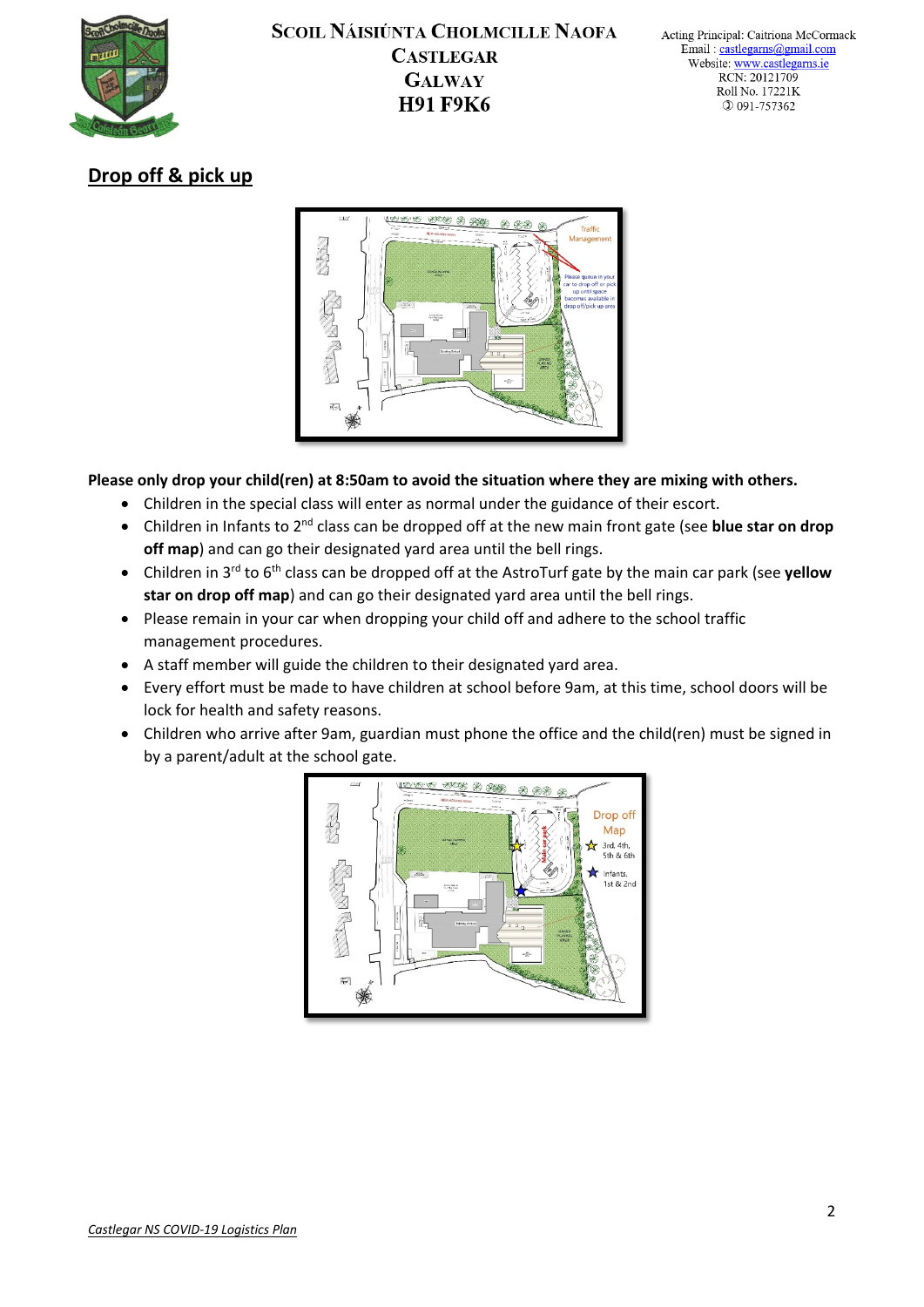## Drop off & pick up

**Please only drop your child(ren) at 8:50am to avoid the situation where they are mixing with others.**

- Children in the special class will enter as normal under the guidance of their escort.
- Children in Infants to 2nd class can be dropped off at the new main front gate (see **blue star on drop off map**) and can go their designated yard area until the bell rings.
- Children in 3rd to 6th class can be dropped off at the AstroTurf gate by the main car park (see **yellow star on drop off map**) and can go their designated yard area until the bell rings.
- Please remain in your car when dropping your child off and adhere to the school traffic management procedures.
- A staff member will guide the children to their designated yard area.
- Every effort must be made to have children at school before 9am, at this time, school doors will be lock for health and safety reasons.
- Children who arrive after 9am, guardian must phone the office and the child(ren) must be signed in by a parent/adult at the school gate.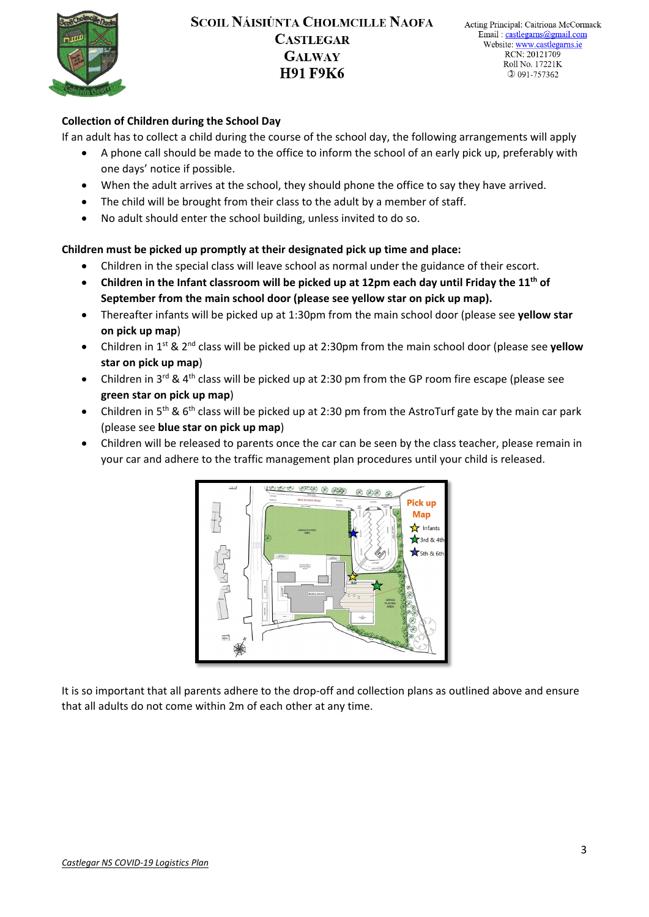**Collection of Children during the School Day**

If an adult has to collect a child during the course of the school day, the following arrangements will apply

- A phone call should be made to the office to inform the school of an early pick up, preferably with one days' notice if possible.
- When the adult arrives at the school, they should phone the office to say they have arrived.
- The child will be brought from their class to the adult by a member of staff.
- No adult should enter the school building, unless invited to do so.

**Children must be picked up promptly at their designated pick up time and place:**

- Children in the special class will leave school as normal under the guidance of their escort.
- **Children in the Infant classroom will be picked up at 12pm each day until Friday the 11th of September from the main school door (please see yellow star on pick up map).**
- Thereafter infants will be picked up at 1:30pm from the main school door (please see **yellow star on pick up map**)
- Children in 1st & 2nd class will be picked up at 2:30pm from the main school door (please see **yellow star on pick up map**)
- Children in 3rd & 4th class will be picked up at 2:30 pm from the GP room fire escape (please see **green star on pick up map**)
- Children in 5th & 6th class will be picked up at 2:30 pm from the AstroTurf gate by the main car park (please see **blue star on pick up map**)
- Children will be released to parents once the car can be seen by the class teacher, please remain in your car and adhere to the traffic management plan procedures until your child is released.

Pick up Map

Infants

3rd & 4th

5th & 6th

It is so important that all parents adhere to the drop-off and collection plans as outlined above and ensure that all adults do not come within 2m of each other at any time.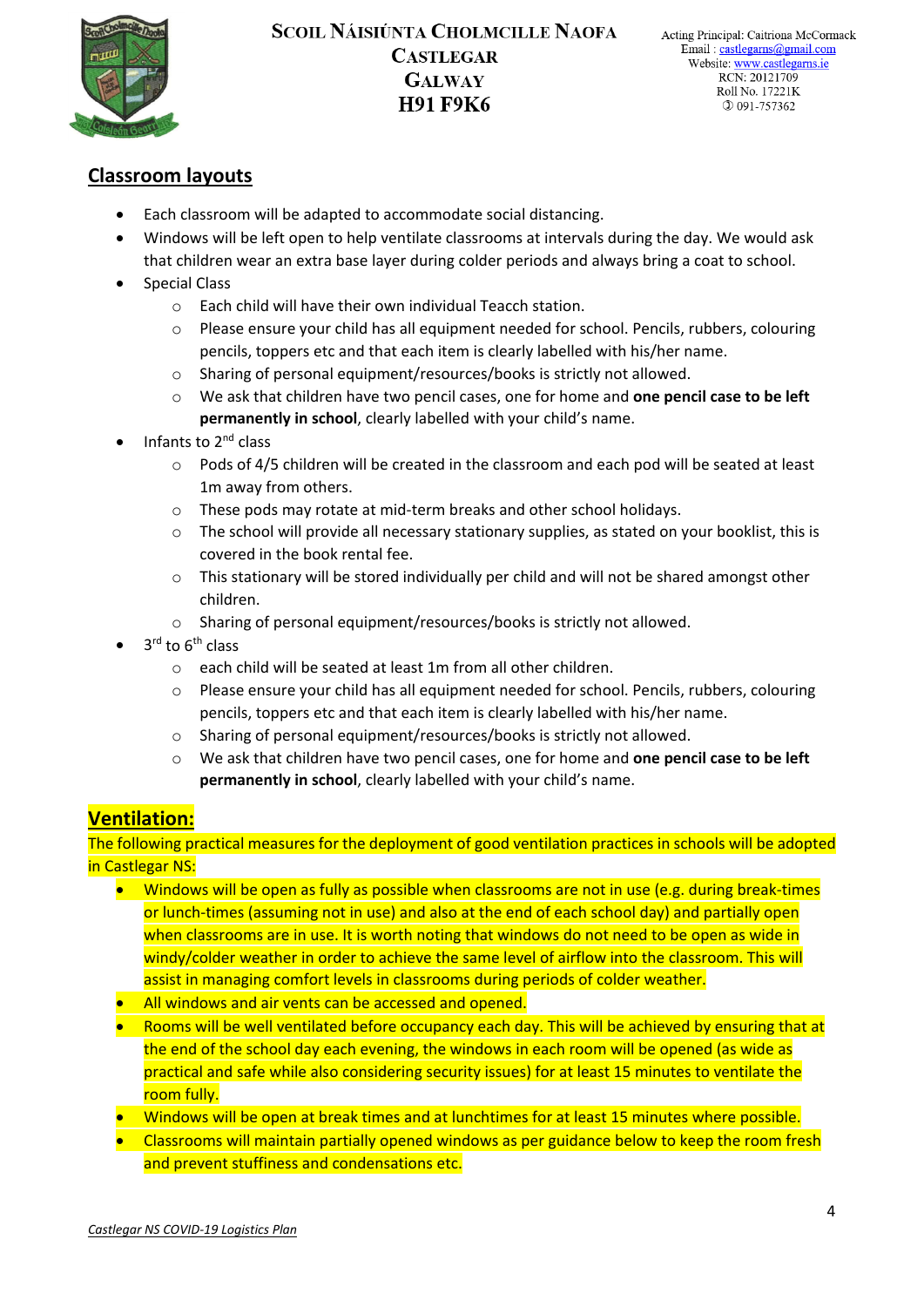## Classroom layouts

- Each classroom will be adapted to accommodate social distancing.
- Windows will be left open to help ventilate classrooms at intervals during the day. We would ask that children wear an extra base layer during colder periods and always bring a coat to school.
- Special Class
  - Each child will have their own individual Teacch station.
  - Please ensure your child has all equipment needed for school. Pencils, rubbers, colouring pencils, toppers etc and that each item is clearly labelled with his/her name.
  - Sharing of personal equipment/resources/books is strictly not allowed.
  - We ask that children have two pencil cases, one for home and **one pencil case to be left permanently in school**, clearly labelled with your child's name.
- Infants to 2nd class
  - Pods of 4/5 children will be created in the classroom and each pod will be seated at least 1m away from others.
  - These pods may rotate at mid-term breaks and other school holidays.
  - The school will provide all necessary stationary supplies, as stated on your booklist, this is covered in the book rental fee.
  - This stationary will be stored individually per child and will not be shared amongst other children.
  - Sharing of personal equipment/resources/books is strictly not allowed.
- 3rd to 6th class
  - each child will be seated at least 1m from all other children.
  - Please ensure your child has all equipment needed for school. Pencils, rubbers, colouring pencils, toppers etc and that each item is clearly labelled with his/her name.
  - Sharing of personal equipment/resources/books is strictly not allowed.
  - We ask that children have two pencil cases, one for home and **one pencil case to be left permanently in school**, clearly labelled with your child's name.

## Ventilation:

The following practical measures for the deployment of good ventilation practices in schools will be adopted in Castlegar NS:

- Windows will be open as fully as possible when classrooms are not in use (e.g. during break-times or lunch-times (assuming not in use) and also at the end of each school day) and partially open when classrooms are in use. It is worth noting that windows do not need to be open as wide in windy/colder weather in order to achieve the same level of airflow into the classroom. This will assist in managing comfort levels in classrooms during periods of colder weather.
- All windows and air vents can be accessed and opened.
- Rooms will be well ventilated before occupancy each day. This will be achieved by ensuring that at the end of the school day each evening, the windows in each room will be opened (as wide as practical and safe while also considering security issues) for at least 15 minutes to ventilate the room fully.
- Windows will be open at break times and at lunchtimes for at least 15 minutes where possible.
- Classrooms will maintain partially opened windows as per guidance below to keep the room fresh and prevent stuffiness and condensations etc.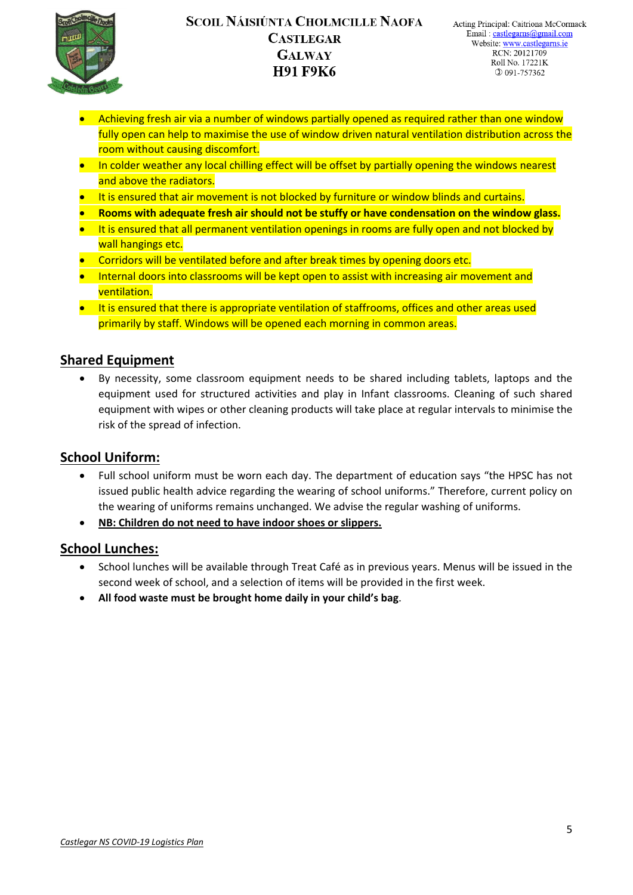- Achieving fresh air via a number of windows partially opened as required rather than one window fully open can help to maximise the use of window driven natural ventilation distribution across the room without causing discomfort.
- In colder weather any local chilling effect will be offset by partially opening the windows nearest and above the radiators.
- It is ensured that air movement is not blocked by furniture or window blinds and curtains.
- **Rooms with adequate fresh air should not be stuffy or have condensation on the window glass.**
- It is ensured that all permanent ventilation openings in rooms are fully open and not blocked by wall hangings etc.
- Corridors will be ventilated before and after break times by opening doors etc.
- Internal doors into classrooms will be kept open to assist with increasing air movement and ventilation.
- It is ensured that there is appropriate ventilation of staffrooms, offices and other areas used primarily by staff. Windows will be opened each morning in common areas.

## Shared Equipment

- By necessity, some classroom equipment needs to be shared including tablets, laptops and the equipment used for structured activities and play in Infant classrooms. Cleaning of such shared equipment with wipes or other cleaning products will take place at regular intervals to minimise the risk of the spread of infection.

## School Uniform:

- Full school uniform must be worn each day. The department of education says "the HPSC has not issued public health advice regarding the wearing of school uniforms." Therefore, current policy on the wearing of uniforms remains unchanged. We advise the regular washing of uniforms.
- **NB: Children do not need to have indoor shoes or slippers.**

## School Lunches:

- School lunches will be available through Treat Café as in previous years. Menus will be issued in the second week of school, and a selection of items will be provided in the first week.
- **All food waste must be brought home daily in your child's bag**.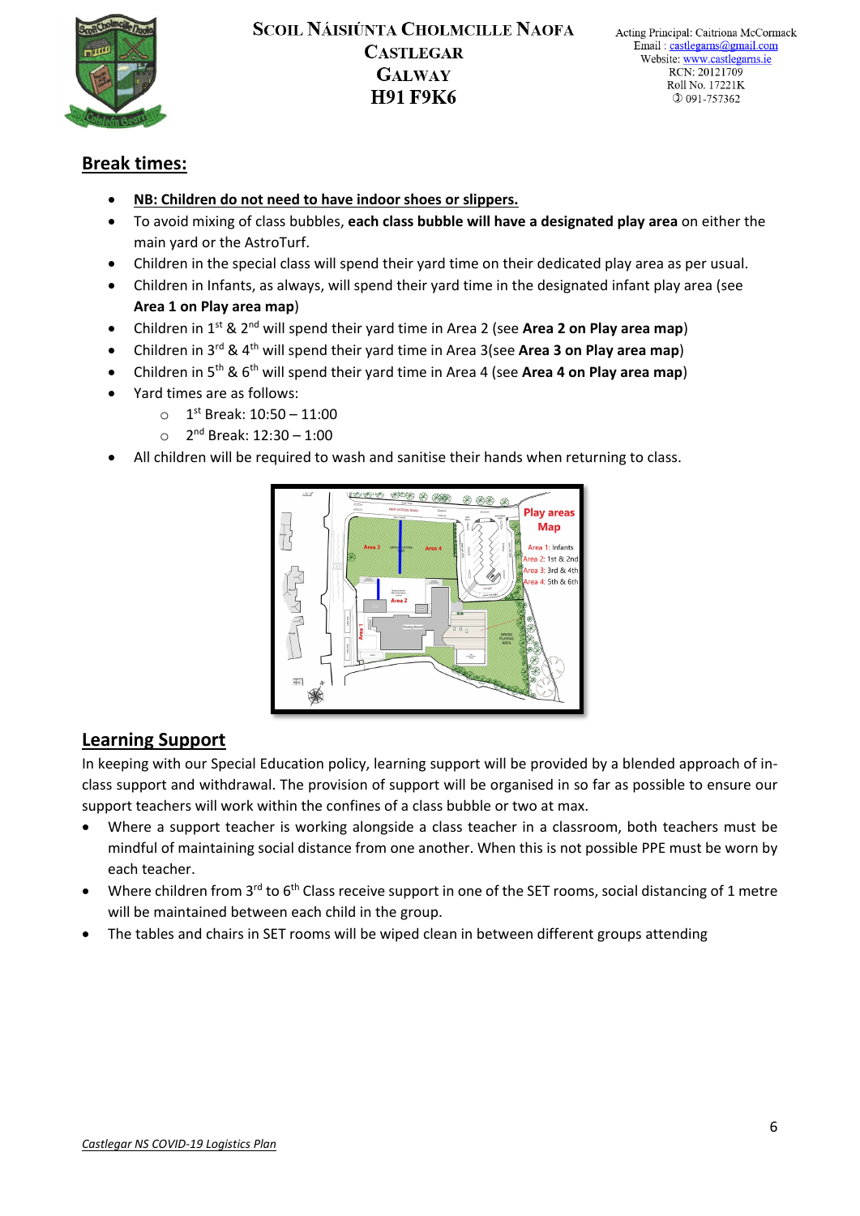## Break times:

- **NB: Children do not need to have indoor shoes or slippers.**
- To avoid mixing of class bubbles, **each class bubble will have a designated play area** on either the main yard or the AstroTurf.
- Children in the special class will spend their yard time on their dedicated play area as per usual.
- Children in Infants, as always, will spend their yard time in the designated infant play area (see **Area 1 on Play area map**)
- Children in 1st & 2nd will spend their yard time in Area 2 (see **Area 2 on Play area map**)
- Children in 3rd & 4th will spend their yard time in Area 3(see **Area 3 on Play area map**)
- Children in 5th & 6th will spend their yard time in Area 4 (see **Area 4 on Play area map**)
- Yard times are as follows:
  - 1st Break: 10:50 – 11:00
  - 2nd Break: 12:30 – 1:00
- All children will be required to wash and sanitise their hands when returning to class.

## Learning Support

In keeping with our Special Education policy, learning support will be provided by a blended approach of in-class support and withdrawal. The provision of support will be organised in so far as possible to ensure our support teachers will work within the confines of a class bubble or two at max.

- Where a support teacher is working alongside a class teacher in a classroom, both teachers must be mindful of maintaining social distance from one another. When this is not possible PPE must be worn by each teacher.
- Where children from 3rd to 6th Class receive support in one of the SET rooms, social distancing of 1 metre will be maintained between each child in the group.
- The tables and chairs in SET rooms will be wiped clean in between different groups attending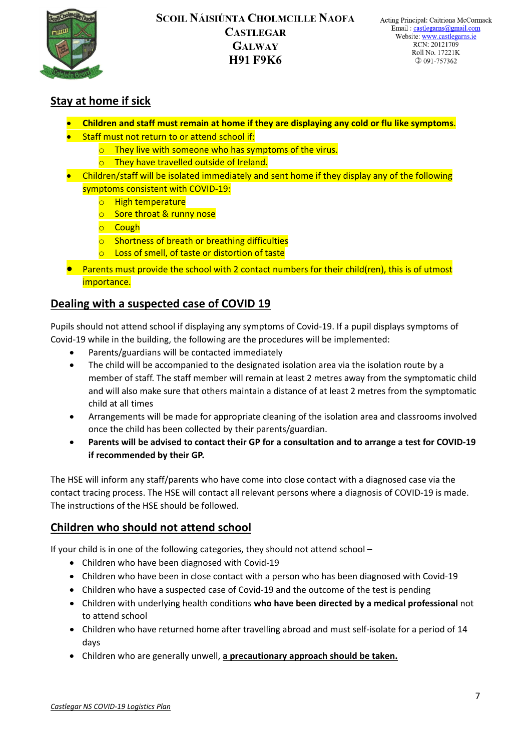## Stay at home if sick

- **Children and staff must remain at home if they are displaying any cold or flu like symptoms**.
- Staff must not return to or attend school if:
  - They live with someone who has symptoms of the virus.
  - They have travelled outside of Ireland.
- Children/staff will be isolated immediately and sent home if they display any of the following symptoms consistent with COVID-19:
  - High temperature
  - Sore throat & runny nose
  - Cough
  - Shortness of breath or breathing difficulties
  - Loss of smell, of taste or distortion of taste
- Parents must provide the school with 2 contact numbers for their child(ren), this is of utmost importance.

## Dealing with a suspected case of COVID 19

Pupils should not attend school if displaying any symptoms of Covid-19. If a pupil displays symptoms of Covid-19 while in the building, the following are the procedures will be implemented:

- Parents/guardians will be contacted immediately
- The child will be accompanied to the designated isolation area via the isolation route by a member of staff. The staff member will remain at least 2 metres away from the symptomatic child and will also make sure that others maintain a distance of at least 2 metres from the symptomatic child at all times
- Arrangements will be made for appropriate cleaning of the isolation area and classrooms involved once the child has been collected by their parents/guardian.
- **Parents will be advised to contact their GP for a consultation and to arrange a test for COVID-19 if recommended by their GP.**

The HSE will inform any staff/parents who have come into close contact with a diagnosed case via the contact tracing process. The HSE will contact all relevant persons where a diagnosis of COVID-19 is made. The instructions of the HSE should be followed.

## Children who should not attend school

If your child is in one of the following categories, they should not attend school –

- Children who have been diagnosed with Covid-19
- Children who have been in close contact with a person who has been diagnosed with Covid-19
- Children who have a suspected case of Covid-19 and the outcome of the test is pending
- Children with underlying health conditions **who have been directed by a medical professional** not to attend school
- Children who have returned home after travelling abroad and must self-isolate for a period of 14 days
- Children who are generally unwell, **a precautionary approach should be taken.**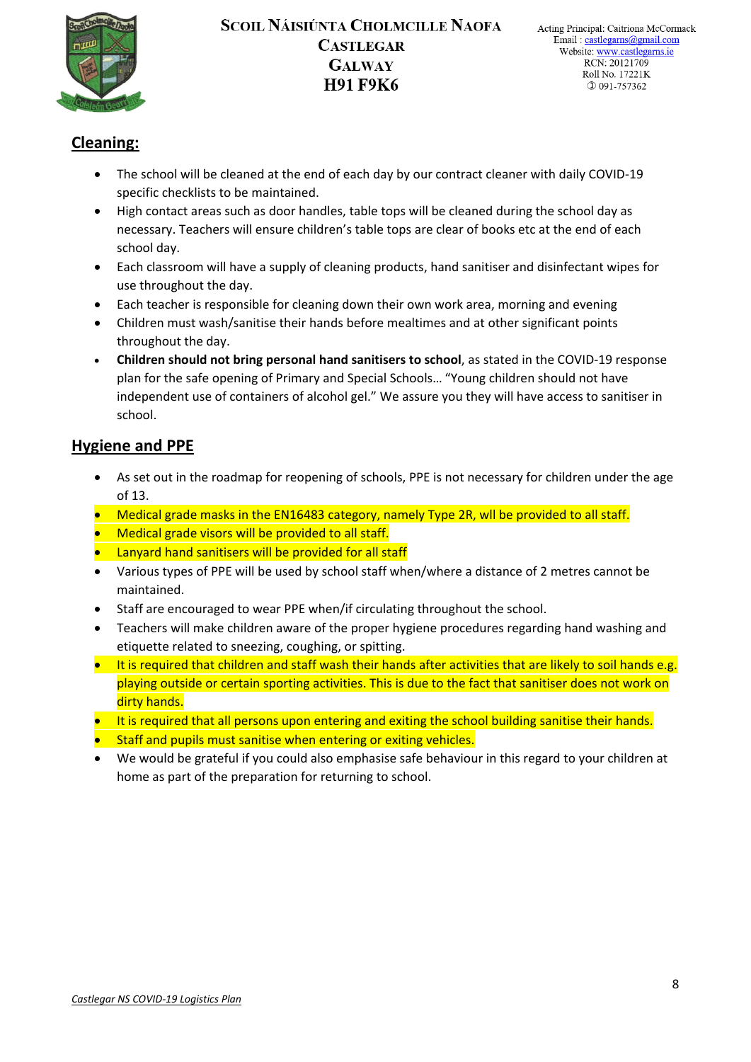## Cleaning:

- The school will be cleaned at the end of each day by our contract cleaner with daily COVID-19 specific checklists to be maintained.
- High contact areas such as door handles, table tops will be cleaned during the school day as necessary. Teachers will ensure children's table tops are clear of books etc at the end of each school day.
- Each classroom will have a supply of cleaning products, hand sanitiser and disinfectant wipes for use throughout the day.
- Each teacher is responsible for cleaning down their own work area, morning and evening
- Children must wash/sanitise their hands before mealtimes and at other significant points throughout the day.
- **Children should not bring personal hand sanitisers to school**, as stated in the COVID-19 response plan for the safe opening of Primary and Special Schools… "Young children should not have independent use of containers of alcohol gel." We assure you they will have access to sanitiser in school.

## Hygiene and PPE

- As set out in the roadmap for reopening of schools, PPE is not necessary for children under the age of 13.
- Medical grade masks in the EN16483 category, namely Type 2R, wll be provided to all staff.
- Medical grade visors will be provided to all staff.
- Lanyard hand sanitisers will be provided for all staff
- Various types of PPE will be used by school staff when/where a distance of 2 metres cannot be maintained.
- Staff are encouraged to wear PPE when/if circulating throughout the school.
- Teachers will make children aware of the proper hygiene procedures regarding hand washing and etiquette related to sneezing, coughing, or spitting.
- It is required that children and staff wash their hands after activities that are likely to soil hands e.g. playing outside or certain sporting activities. This is due to the fact that sanitiser does not work on dirty hands.
- It is required that all persons upon entering and exiting the school building sanitise their hands.
- Staff and pupils must sanitise when entering or exiting vehicles.
- We would be grateful if you could also emphasise safe behaviour in this regard to your children at home as part of the preparation for returning to school.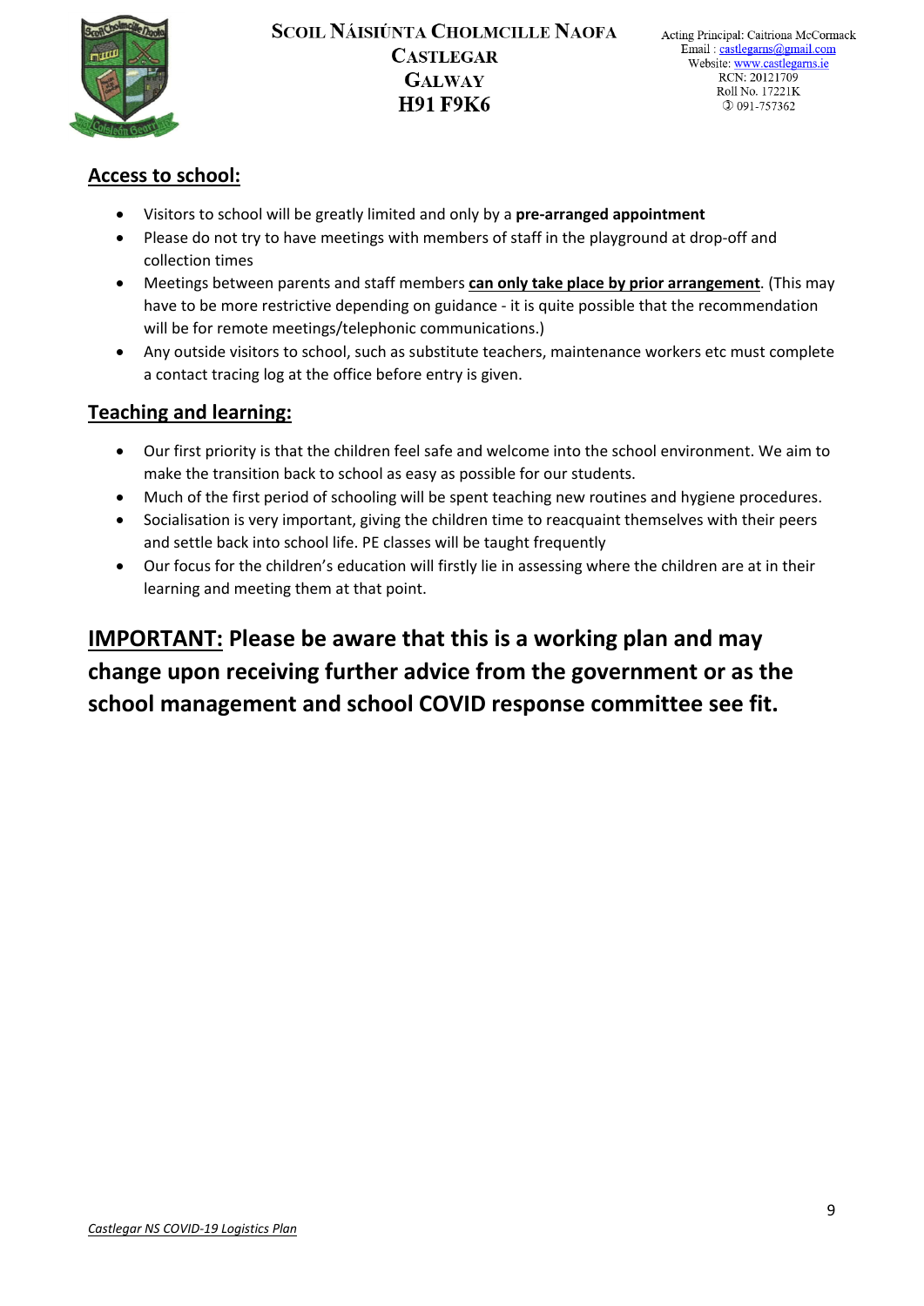## Access to school:

- Visitors to school will be greatly limited and only by a **pre-arranged appointment**
- Please do not try to have meetings with members of staff in the playground at drop-off and collection times
- Meetings between parents and staff members **can only take place by prior arrangement**. (This may have to be more restrictive depending on guidance - it is quite possible that the recommendation will be for remote meetings/telephonic communications.)
- Any outside visitors to school, such as substitute teachers, maintenance workers etc must complete a contact tracing log at the office before entry is given.

## Teaching and learning:

- Our first priority is that the children feel safe and welcome into the school environment. We aim to make the transition back to school as easy as possible for our students.
- Much of the first period of schooling will be spent teaching new routines and hygiene procedures.
- Socialisation is very important, giving the children time to reacquaint themselves with their peers and settle back into school life. PE classes will be taught frequently
- Our focus for the children's education will firstly lie in assessing where the children are at in their learning and meeting them at that point.

**IMPORTANT: Please be aware that this is a working plan and may change upon receiving further advice from the government or as the school management and school COVID response committee see fit.**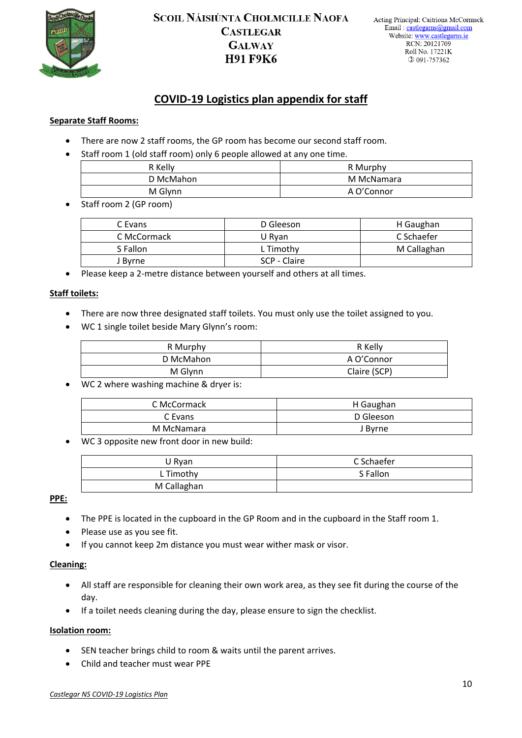Scoil Náisiúnta Cholmcille Naofa
Castlegar
Galway
H91 F9K6

Acting Principal: Caitriona McCormack
Email : castlegarns@gmail.com
Website: www.castlegarns.ie
RCN: 20121709
Roll No. 17221K
✆ 091-757362

# COVID-19 Logistics plan appendix for staff

**Separate Staff Rooms:**

- There are now 2 staff rooms, the GP room has become our second staff room.
- Staff room 1 (old staff room) only 6 people allowed at any one time.

| | |
|---|---|
| R Kelly | R Murphy |
| D McMahon | M McNamara |
| M Glynn | A O'Connor |

- Staff room 2 (GP room)

| | | |
|---|---|---|
| C Evans | D Gleeson | H Gaughan |
| C McCormack | U Ryan | C Schaefer |
| S Fallon | L Timothy | M Callaghan |
| J Byrne | SCP - Claire | |

- Please keep a 2-metre distance between yourself and others at all times.

**Staff toilets:**

- There are now three designated staff toilets. You must only use the toilet assigned to you.
- WC 1 single toilet beside Mary Glynn's room:

| | |
|---|---|
| R Murphy | R Kelly |
| D McMahon | A O'Connor |
| M Glynn | Claire (SCP) |

- WC 2 where washing machine & dryer is:

| | |
|---|---|
| C McCormack | H Gaughan |
| C Evans | D Gleeson |
| M McNamara | J Byrne |

- WC 3 opposite new front door in new build:

| | |
|---|---|
| U Ryan | C Schaefer |
| L Timothy | S Fallon |
| M Callaghan | |

**PPE:**

- The PPE is located in the cupboard in the GP Room and in the cupboard in the Staff room 1.
- Please use as you see fit.
- If you cannot keep 2m distance you must wear wither mask or visor.

**Cleaning:**

- All staff are responsible for cleaning their own work area, as they see fit during the course of the day.
- If a toilet needs cleaning during the day, please ensure to sign the checklist.

**Isolation room:**

- SEN teacher brings child to room & waits until the parent arrives.
- Child and teacher must wear PPE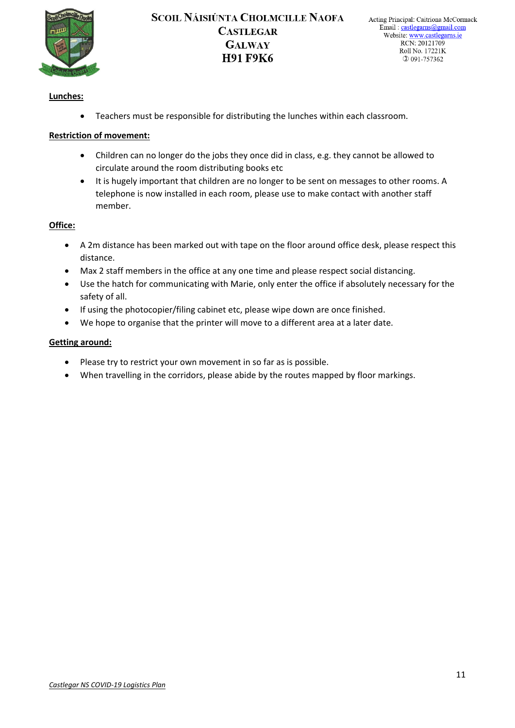**Lunches:**

- Teachers must be responsible for distributing the lunches within each classroom.

**Restriction of movement:**

- Children can no longer do the jobs they once did in class, e.g. they cannot be allowed to circulate around the room distributing books etc
- It is hugely important that children are no longer to be sent on messages to other rooms. A telephone is now installed in each room, please use to make contact with another staff member.

**Office:**

- A 2m distance has been marked out with tape on the floor around office desk, please respect this distance.
- Max 2 staff members in the office at any one time and please respect social distancing.
- Use the hatch for communicating with Marie, only enter the office if absolutely necessary for the safety of all.
- If using the photocopier/filing cabinet etc, please wipe down are once finished.
- We hope to organise that the printer will move to a different area at a later date.

**Getting around:**

- Please try to restrict your own movement in so far as is possible.
- When travelling in the corridors, please abide by the routes mapped by floor markings.